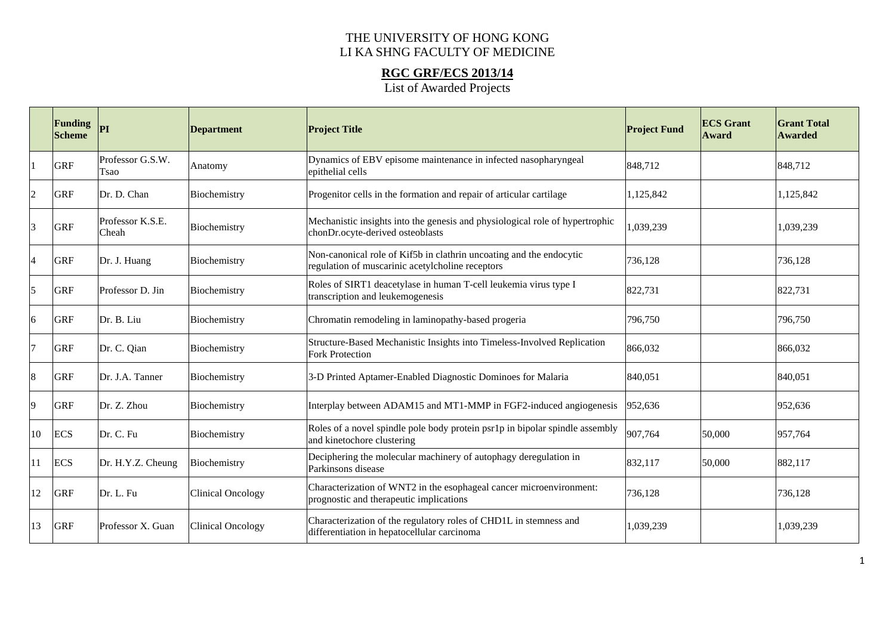# THE UNIVERSITY OF HONG KONG
# LI KA SHNG FACULTY OF MEDICINE

## RGC GRF/ECS 2013/14

### List of Awarded Projects

| | Funding Scheme | PI | Department | Project Title | Project Fund | ECS Grant Award | Grant Total Awarded |
|---|---|---|---|---|---|---|---|
| 1 | GRF | Professor G.S.W. Tsao | Anatomy | Dynamics of EBV episome maintenance in infected nasopharyngeal epithelial cells | 848,712 | | 848,712 |
| 2 | GRF | Dr. D. Chan | Biochemistry | Progenitor cells in the formation and repair of articular cartilage | 1,125,842 | | 1,125,842 |
| 3 | GRF | Professor K.S.E. Cheah | Biochemistry | Mechanistic insights into the genesis and physiological role of hypertrophic chonDr.ocyte-derived osteoblasts | 1,039,239 | | 1,039,239 |
| 4 | GRF | Dr. J. Huang | Biochemistry | Non-canonical role of Kif5b in clathrin uncoating and the endocytic regulation of muscarinic acetylcholine receptors | 736,128 | | 736,128 |
| 5 | GRF | Professor D. Jin | Biochemistry | Roles of SIRT1 deacetylase in human T-cell leukemia virus type I transcription and leukemogenesis | 822,731 | | 822,731 |
| 6 | GRF | Dr. B. Liu | Biochemistry | Chromatin remodeling in laminopathy-based progeria | 796,750 | | 796,750 |
| 7 | GRF | Dr. C. Qian | Biochemistry | Structure-Based Mechanistic Insights into Timeless-Involved Replication Fork Protection | 866,032 | | 866,032 |
| 8 | GRF | Dr. J.A. Tanner | Biochemistry | 3-D Printed Aptamer-Enabled Diagnostic Dominoes for Malaria | 840,051 | | 840,051 |
| 9 | GRF | Dr. Z. Zhou | Biochemistry | Interplay between ADAM15 and MT1-MMP in FGF2-induced angiogenesis | 952,636 | | 952,636 |
| 10 | ECS | Dr. C. Fu | Biochemistry | Roles of a novel spindle pole body protein psr1p in bipolar spindle assembly and kinetochore clustering | 907,764 | 50,000 | 957,764 |
| 11 | ECS | Dr. H.Y.Z. Cheung | Biochemistry | Deciphering the molecular machinery of autophagy deregulation in Parkinsons disease | 832,117 | 50,000 | 882,117 |
| 12 | GRF | Dr. L. Fu | Clinical Oncology | Characterization of WNT2 in the esophageal cancer microenvironment: prognostic and therapeutic implications | 736,128 | | 736,128 |
| 13 | GRF | Professor X. Guan | Clinical Oncology | Characterization of the regulatory roles of CHD1L in stemness and differentiation in hepatocellular carcinoma | 1,039,239 | | 1,039,239 |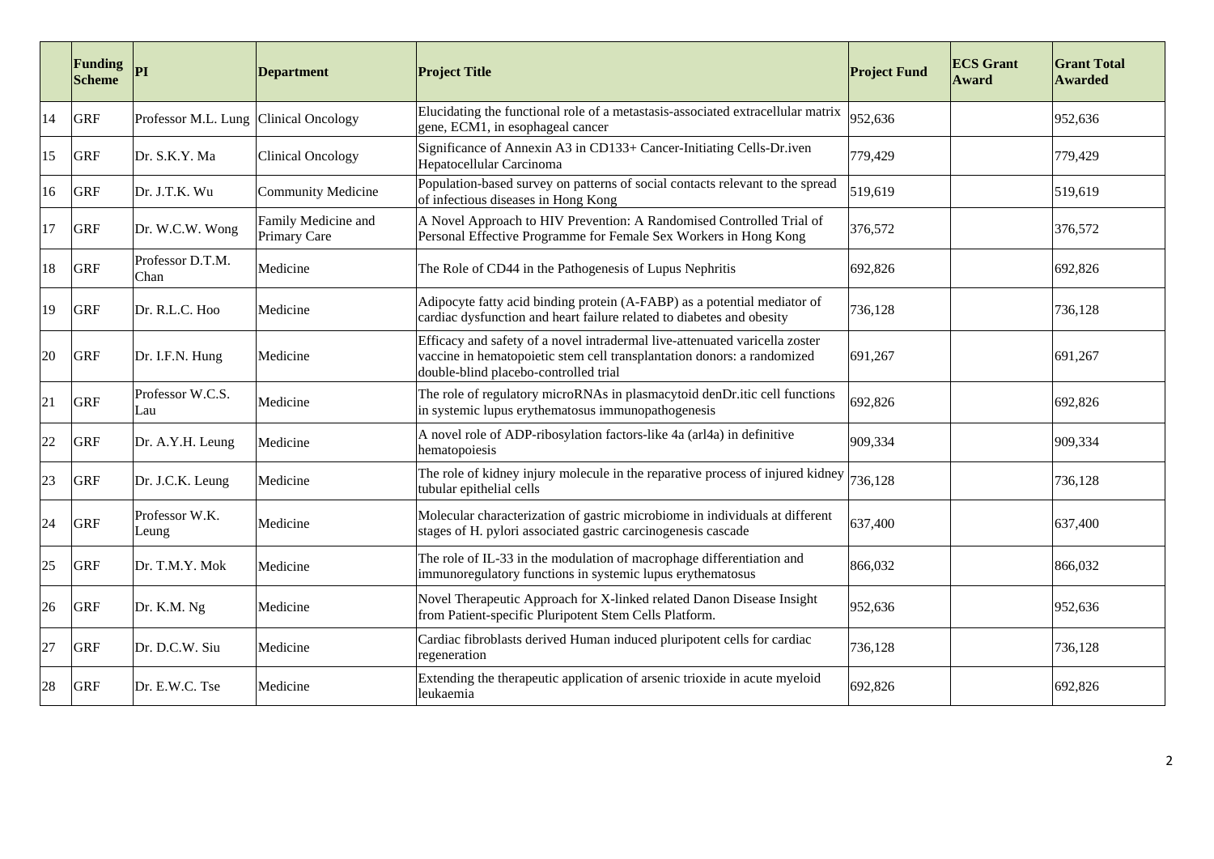| | Funding Scheme | PI | Department | Project Title | Project Fund | ECS Grant Award | Grant Total Awarded |
|---|---|---|---|---|---|---|---|
| 14 | GRF | Professor M.L. Lung | Clinical Oncology | Elucidating the functional role of a metastasis-associated extracellular matrix gene, ECM1, in esophageal cancer | 952,636 | | 952,636 |
| 15 | GRF | Dr. S.K.Y. Ma | Clinical Oncology | Significance of Annexin A3 in CD133+ Cancer-Initiating Cells-Dr.iven Hepatocellular Carcinoma | 779,429 | | 779,429 |
| 16 | GRF | Dr. J.T.K. Wu | Community Medicine | Population-based survey on patterns of social contacts relevant to the spread of infectious diseases in Hong Kong | 519,619 | | 519,619 |
| 17 | GRF | Dr. W.C.W. Wong | Family Medicine and Primary Care | A Novel Approach to HIV Prevention: A Randomised Controlled Trial of Personal Effective Programme for Female Sex Workers in Hong Kong | 376,572 | | 376,572 |
| 18 | GRF | Professor D.T.M. Chan | Medicine | The Role of CD44 in the Pathogenesis of Lupus Nephritis | 692,826 | | 692,826 |
| 19 | GRF | Dr. R.L.C. Hoo | Medicine | Adipocyte fatty acid binding protein (A-FABP) as a potential mediator of cardiac dysfunction and heart failure related to diabetes and obesity | 736,128 | | 736,128 |
| 20 | GRF | Dr. I.F.N. Hung | Medicine | Efficacy and safety of a novel intradermal live-attenuated varicella zoster vaccine in hematopoietic stem cell transplantation donors: a randomized double-blind placebo-controlled trial | 691,267 | | 691,267 |
| 21 | GRF | Professor W.C.S. Lau | Medicine | The role of regulatory microRNAs in plasmacytoid denDr.itic cell functions in systemic lupus erythematosus immunopathogenesis | 692,826 | | 692,826 |
| 22 | GRF | Dr. A.Y.H. Leung | Medicine | A novel role of ADP-ribosylation factors-like 4a (arl4a) in definitive hematopoiesis | 909,334 | | 909,334 |
| 23 | GRF | Dr. J.C.K. Leung | Medicine | The role of kidney injury molecule in the reparative process of injured kidney tubular epithelial cells | 736,128 | | 736,128 |
| 24 | GRF | Professor W.K. Leung | Medicine | Molecular characterization of gastric microbiome in individuals at different stages of H. pylori associated gastric carcinogenesis cascade | 637,400 | | 637,400 |
| 25 | GRF | Dr. T.M.Y. Mok | Medicine | The role of IL-33 in the modulation of macrophage differentiation and immunoregulatory functions in systemic lupus erythematosus | 866,032 | | 866,032 |
| 26 | GRF | Dr. K.M. Ng | Medicine | Novel Therapeutic Approach for X-linked related Danon Disease Insight from Patient-specific Pluripotent Stem Cells Platform. | 952,636 | | 952,636 |
| 27 | GRF | Dr. D.C.W. Siu | Medicine | Cardiac fibroblasts derived Human induced pluripotent cells for cardiac regeneration | 736,128 | | 736,128 |
| 28 | GRF | Dr. E.W.C. Tse | Medicine | Extending the therapeutic application of arsenic trioxide in acute myeloid leukaemia | 692,826 | | 692,826 |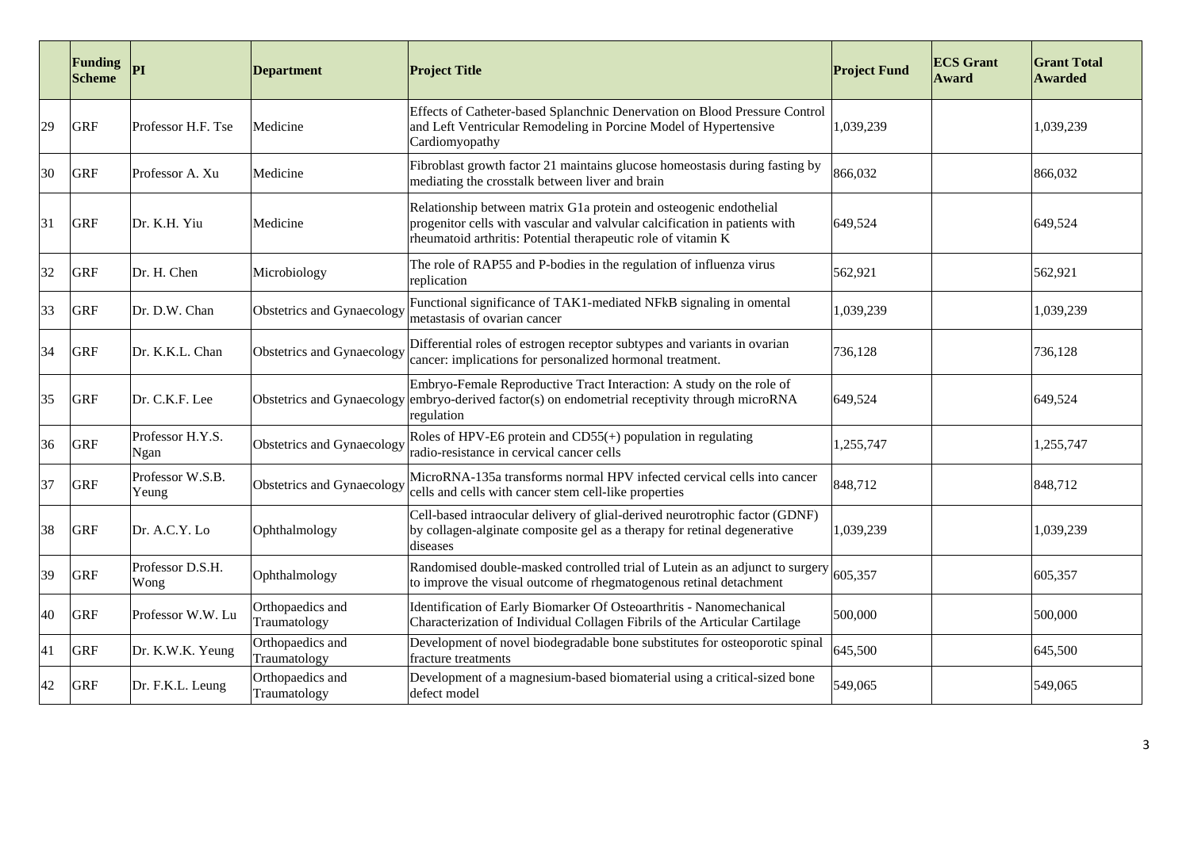| | Funding Scheme | PI | Department | Project Title | Project Fund | ECS Grant Award | Grant Total Awarded |
|---|---|---|---|---|---|---|---|
| 29 | GRF | Professor H.F. Tse | Medicine | Effects of Catheter-based Splanchnic Denervation on Blood Pressure Control and Left Ventricular Remodeling in Porcine Model of Hypertensive Cardiomyopathy | 1,039,239 | | 1,039,239 |
| 30 | GRF | Professor A. Xu | Medicine | Fibroblast growth factor 21 maintains glucose homeostasis during fasting by mediating the crosstalk between liver and brain | 866,032 | | 866,032 |
| 31 | GRF | Dr. K.H. Yiu | Medicine | Relationship between matrix G1a protein and osteogenic endothelial progenitor cells with vascular and valvular calcification in patients with rheumatoid arthritis: Potential therapeutic role of vitamin K | 649,524 | | 649,524 |
| 32 | GRF | Dr. H. Chen | Microbiology | The role of RAP55 and P-bodies in the regulation of influenza virus replication | 562,921 | | 562,921 |
| 33 | GRF | Dr. D.W. Chan | Obstetrics and Gynaecology | Functional significance of TAK1-mediated NFkB signaling in omental metastasis of ovarian cancer | 1,039,239 | | 1,039,239 |
| 34 | GRF | Dr. K.K.L. Chan | Obstetrics and Gynaecology | Differential roles of estrogen receptor subtypes and variants in ovarian cancer: implications for personalized hormonal treatment. | 736,128 | | 736,128 |
| 35 | GRF | Dr. C.K.F. Lee | Obstetrics and Gynaecology | Embryo-Female Reproductive Tract Interaction: A study on the role of embryo-derived factor(s) on endometrial receptivity through microRNA regulation | 649,524 | | 649,524 |
| 36 | GRF | Professor H.Y.S. Ngan | Obstetrics and Gynaecology | Roles of HPV-E6 protein and CD55(+) population in regulating radio-resistance in cervical cancer cells | 1,255,747 | | 1,255,747 |
| 37 | GRF | Professor W.S.B. Yeung | Obstetrics and Gynaecology | MicroRNA-135a transforms normal HPV infected cervical cells into cancer cells and cells with cancer stem cell-like properties | 848,712 | | 848,712 |
| 38 | GRF | Dr. A.C.Y. Lo | Ophthalmology | Cell-based intraocular delivery of glial-derived neurotrophic factor (GDNF) by collagen-alginate composite gel as a therapy for retinal degenerative diseases | 1,039,239 | | 1,039,239 |
| 39 | GRF | Professor D.S.H. Wong | Ophthalmology | Randomised double-masked controlled trial of Lutein as an adjunct to surgery to improve the visual outcome of rhegmatogenous retinal detachment | 605,357 | | 605,357 |
| 40 | GRF | Professor W.W. Lu | Orthopaedics and Traumatology | Identification of Early Biomarker Of Osteoarthritis - Nanomechanical Characterization of Individual Collagen Fibrils of the Articular Cartilage | 500,000 | | 500,000 |
| 41 | GRF | Dr. K.W.K. Yeung | Orthopaedics and Traumatology | Development of novel biodegradable bone substitutes for osteoporotic spinal fracture treatments | 645,500 | | 645,500 |
| 42 | GRF | Dr. F.K.L. Leung | Orthopaedics and Traumatology | Development of a magnesium-based biomaterial using a critical-sized bone defect model | 549,065 | | 549,065 |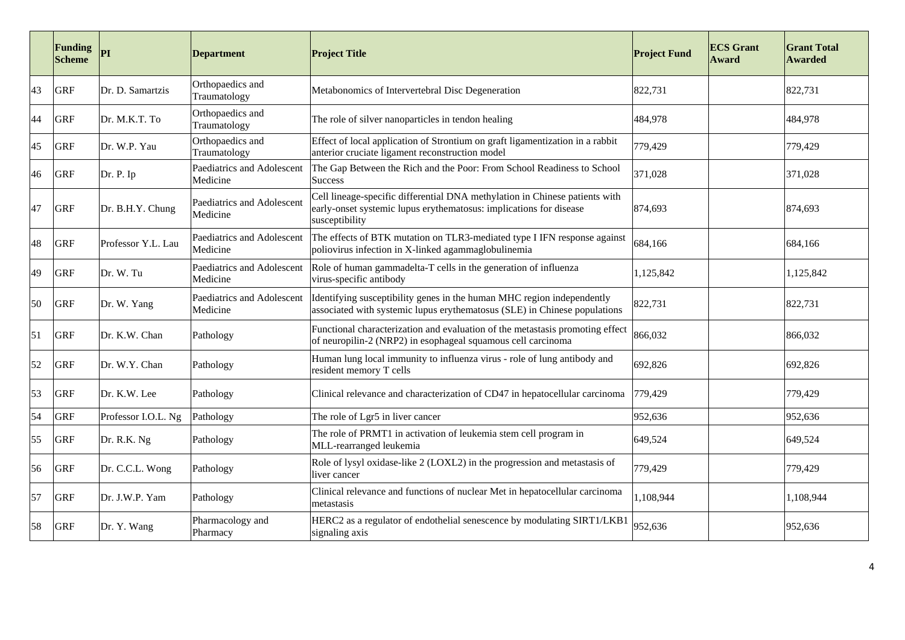| | Funding Scheme | PI | Department | Project Title | Project Fund | ECS Grant Award | Grant Total Awarded |
|---|---|---|---|---|---|---|---|
| 43 | GRF | Dr. D. Samartzis | Orthopaedics and Traumatology | Metabonomics of Intervertebral Disc Degeneration | 822,731 | | 822,731 |
| 44 | GRF | Dr. M.K.T. To | Orthopaedics and Traumatology | The role of silver nanoparticles in tendon healing | 484,978 | | 484,978 |
| 45 | GRF | Dr. W.P. Yau | Orthopaedics and Traumatology | Effect of local application of Strontium on graft ligamentization in a rabbit anterior cruciate ligament reconstruction model | 779,429 | | 779,429 |
| 46 | GRF | Dr. P. Ip | Paediatrics and Adolescent Medicine | The Gap Between the Rich and the Poor: From School Readiness to School Success | 371,028 | | 371,028 |
| 47 | GRF | Dr. B.H.Y. Chung | Paediatrics and Adolescent Medicine | Cell lineage-specific differential DNA methylation in Chinese patients with early-onset systemic lupus erythematosus: implications for disease susceptibility | 874,693 | | 874,693 |
| 48 | GRF | Professor Y.L. Lau | Paediatrics and Adolescent Medicine | The effects of BTK mutation on TLR3-mediated type I IFN response against poliovirus infection in X-linked agammaglobulinemia | 684,166 | | 684,166 |
| 49 | GRF | Dr. W. Tu | Paediatrics and Adolescent Medicine | Role of human gammadelta-T cells in the generation of influenza virus-specific antibody | 1,125,842 | | 1,125,842 |
| 50 | GRF | Dr. W. Yang | Paediatrics and Adolescent Medicine | Identifying susceptibility genes in the human MHC region independently associated with systemic lupus erythematosus (SLE) in Chinese populations | 822,731 | | 822,731 |
| 51 | GRF | Dr. K.W. Chan | Pathology | Functional characterization and evaluation of the metastasis promoting effect of neuropilin-2 (NRP2) in esophageal squamous cell carcinoma | 866,032 | | 866,032 |
| 52 | GRF | Dr. W.Y. Chan | Pathology | Human lung local immunity to influenza virus - role of lung antibody and resident memory T cells | 692,826 | | 692,826 |
| 53 | GRF | Dr. K.W. Lee | Pathology | Clinical relevance and characterization of CD47 in hepatocellular carcinoma | 779,429 | | 779,429 |
| 54 | GRF | Professor I.O.L. Ng | Pathology | The role of Lgr5 in liver cancer | 952,636 | | 952,636 |
| 55 | GRF | Dr. R.K. Ng | Pathology | The role of PRMT1 in activation of leukemia stem cell program in MLL-rearranged leukemia | 649,524 | | 649,524 |
| 56 | GRF | Dr. C.C.L. Wong | Pathology | Role of lysyl oxidase-like 2 (LOXL2) in the progression and metastasis of liver cancer | 779,429 | | 779,429 |
| 57 | GRF | Dr. J.W.P. Yam | Pathology | Clinical relevance and functions of nuclear Met in hepatocellular carcinoma metastasis | 1,108,944 | | 1,108,944 |
| 58 | GRF | Dr. Y. Wang | Pharmacology and Pharmacy | HERC2 as a regulator of endothelial senescence by modulating SIRT1/LKB1 signaling axis | 952,636 | | 952,636 |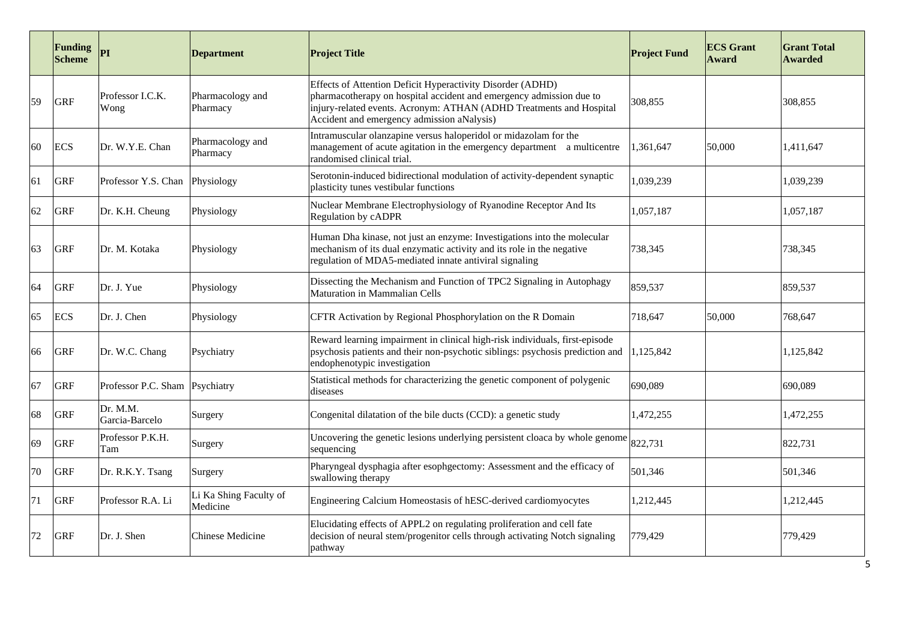| | Funding Scheme | PI | Department | Project Title | Project Fund | ECS Grant Award | Grant Total Awarded |
|---|---|---|---|---|---|---|---|
| 59 | GRF | Professor I.C.K. Wong | Pharmacology and Pharmacy | Effects of Attention Deficit Hyperactivity Disorder (ADHD) pharmacotherapy on hospital accident and emergency admission due to injury-related events. Acronym: ATHAN (ADHD Treatments and Hospital Accident and emergency admission aNalysis) | 308,855 | | 308,855 |
| 60 | ECS | Dr. W.Y.E. Chan | Pharmacology and Pharmacy | Intramuscular olanzapine versus haloperidol or midazolam for the management of acute agitation in the emergency department a multicentre randomised clinical trial. | 1,361,647 | 50,000 | 1,411,647 |
| 61 | GRF | Professor Y.S. Chan | Physiology | Serotonin-induced bidirectional modulation of activity-dependent synaptic plasticity tunes vestibular functions | 1,039,239 | | 1,039,239 |
| 62 | GRF | Dr. K.H. Cheung | Physiology | Nuclear Membrane Electrophysiology of Ryanodine Receptor And Its Regulation by cADPR | 1,057,187 | | 1,057,187 |
| 63 | GRF | Dr. M. Kotaka | Physiology | Human Dha kinase, not just an enzyme: Investigations into the molecular mechanism of its dual enzymatic activity and its role in the negative regulation of MDA5-mediated innate antiviral signaling | 738,345 | | 738,345 |
| 64 | GRF | Dr. J. Yue | Physiology | Dissecting the Mechanism and Function of TPC2 Signaling in Autophagy Maturation in Mammalian Cells | 859,537 | | 859,537 |
| 65 | ECS | Dr. J. Chen | Physiology | CFTR Activation by Regional Phosphorylation on the R Domain | 718,647 | 50,000 | 768,647 |
| 66 | GRF | Dr. W.C. Chang | Psychiatry | Reward learning impairment in clinical high-risk individuals, first-episode psychosis patients and their non-psychotic siblings: psychosis prediction and endophenotypic investigation | 1,125,842 | | 1,125,842 |
| 67 | GRF | Professor P.C. Sham | Psychiatry | Statistical methods for characterizing the genetic component of polygenic diseases | 690,089 | | 690,089 |
| 68 | GRF | Dr. M.M. Garcia-Barcelo | Surgery | Congenital dilatation of the bile ducts (CCD): a genetic study | 1,472,255 | | 1,472,255 |
| 69 | GRF | Professor P.K.H. Tam | Surgery | Uncovering the genetic lesions underlying persistent cloaca by whole genome sequencing | 822,731 | | 822,731 |
| 70 | GRF | Dr. R.K.Y. Tsang | Surgery | Pharyngeal dysphagia after esophgectomy: Assessment and the efficacy of swallowing therapy | 501,346 | | 501,346 |
| 71 | GRF | Professor R.A. Li | Li Ka Shing Faculty of Medicine | Engineering Calcium Homeostasis of hESC-derived cardiomyocytes | 1,212,445 | | 1,212,445 |
| 72 | GRF | Dr. J. Shen | Chinese Medicine | Elucidating effects of APPL2 on regulating proliferation and cell fate decision of neural stem/progenitor cells through activating Notch signaling pathway | 779,429 | | 779,429 |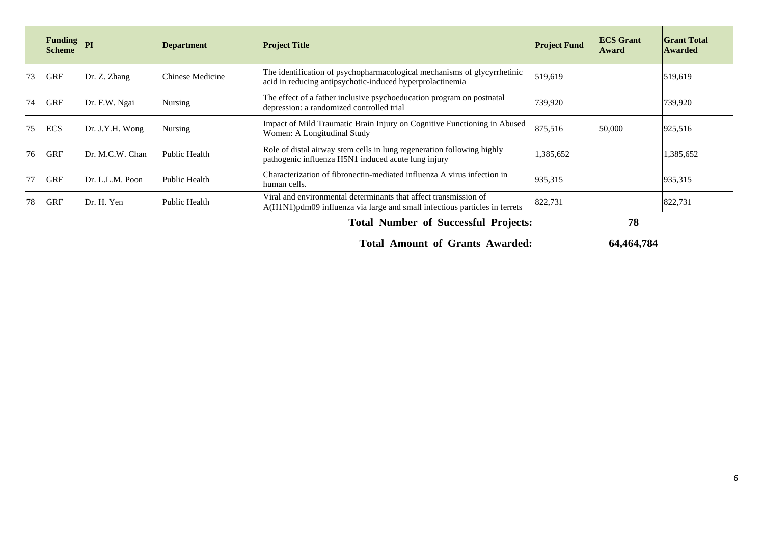| | Funding Scheme | PI | Department | Project Title | Project Fund | ECS Grant Award | Grant Total Awarded |
|---|---|---|---|---|---|---|---|
| 73 | GRF | Dr. Z. Zhang | Chinese Medicine | The identification of psychopharmacological mechanisms of glycyrrhetinic acid in reducing antipsychotic-induced hyperprolactinemia | 519,619 | | 519,619 |
| 74 | GRF | Dr. F.W. Ngai | Nursing | The effect of a father inclusive psychoeducation program on postnatal depression: a randomized controlled trial | 739,920 | | 739,920 |
| 75 | ECS | Dr. J.Y.H. Wong | Nursing | Impact of Mild Traumatic Brain Injury on Cognitive Functioning in Abused Women: A Longitudinal Study | 875,516 | 50,000 | 925,516 |
| 76 | GRF | Dr. M.C.W. Chan | Public Health | Role of distal airway stem cells in lung regeneration following highly pathogenic influenza H5N1 induced acute lung injury | 1,385,652 | | 1,385,652 |
| 77 | GRF | Dr. L.L.M. Poon | Public Health | Characterization of fibronectin-mediated influenza A virus infection in human cells. | 935,315 | | 935,315 |
| 78 | GRF | Dr. H. Yen | Public Health | Viral and environmental determinants that affect transmission of A(H1N1)pdm09 influenza via large and small infectious particles in ferrets | 822,731 | | 822,731 |
| | | | | **Total Number of Successful Projects:** | | **78** | |
| | | | | **Total Amount of Grants Awarded:** | | **64,464,784** | |